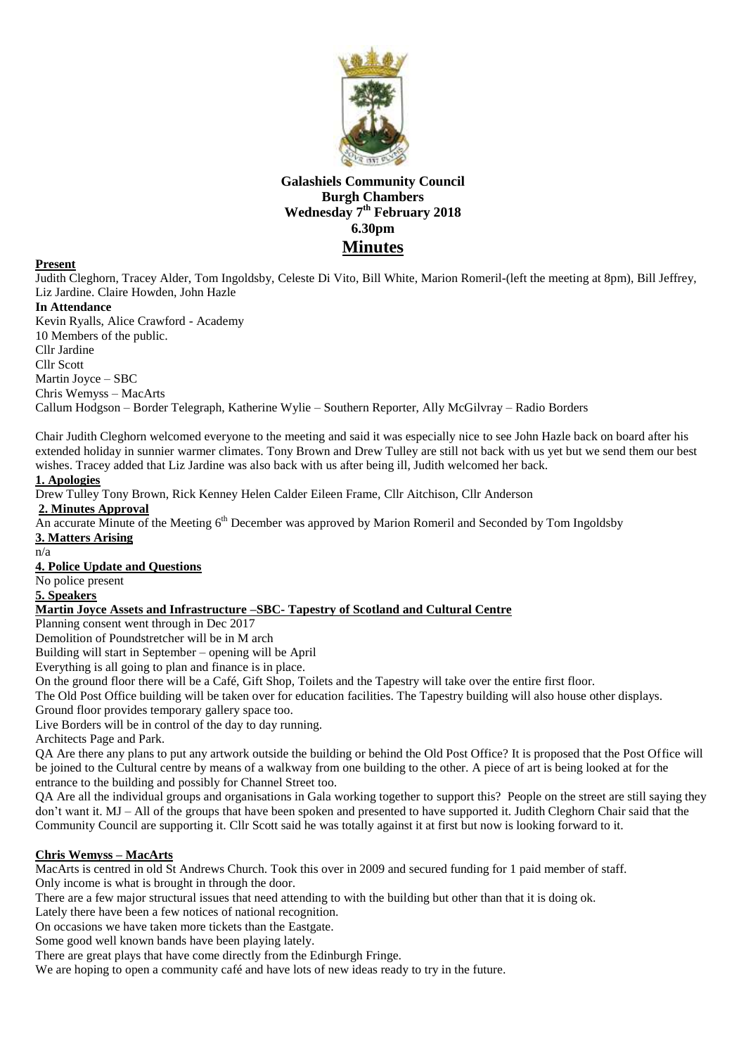**Galashiels Community Council**
**Burgh Chambers**
**Wednesday 7th February 2018**
**6.30pm**

# Minutes

**Present**

Judith Cleghorn, Tracey Alder, Tom Ingoldsby, Celeste Di Vito, Bill White, Marion Romeril-(left the meeting at 8pm), Bill Jeffrey, Liz Jardine. Claire Howden, John Hazle

**In Attendance**

Kevin Ryalls, Alice Crawford - Academy
10 Members of the public.
Cllr Jardine
Cllr Scott
Martin Joyce – SBC
Chris Wemyss – MacArts
Callum Hodgson – Border Telegraph, Katherine Wylie – Southern Reporter, Ally McGilvray – Radio Borders

Chair Judith Cleghorn welcomed everyone to the meeting and said it was especially nice to see John Hazle back on board after his extended holiday in sunnier warmer climates. Tony Brown and Drew Tulley are still not back with us yet but we send them our best wishes. Tracey added that Liz Jardine was also back with us after being ill, Judith welcomed her back.

**1. Apologies**

Drew Tulley Tony Brown, Rick Kenney Helen Calder Eileen Frame, Cllr Aitchison, Cllr Anderson

**2. Minutes Approval**

An accurate Minute of the Meeting 6th December was approved by Marion Romeril and Seconded by Tom Ingoldsby

**3. Matters Arising**

n/a

**4. Police Update and Questions**

No police present

**5. Speakers**

**Martin Joyce Assets and Infrastructure –SBC- Tapestry of Scotland and Cultural Centre**

Planning consent went through in Dec 2017
Demolition of Poundstretcher will be in M arch
Building will start in September – opening will be April
Everything is all going to plan and finance is in place.
On the ground floor there will be a Café, Gift Shop, Toilets and the Tapestry will take over the entire first floor.
The Old Post Office building will be taken over for education facilities. The Tapestry building will also house other displays.
Ground floor provides temporary gallery space too.
Live Borders will be in control of the day to day running.
Architects Page and Park.

QA Are there any plans to put any artwork outside the building or behind the Old Post Office? It is proposed that the Post Office will be joined to the Cultural centre by means of a walkway from one building to the other. A piece of art is being looked at for the entrance to the building and possibly for Channel Street too.

QA Are all the individual groups and organisations in Gala working together to support this? People on the street are still saying they don't want it. MJ – All of the groups that have been spoken and presented to have supported it. Judith Cleghorn Chair said that the Community Council are supporting it. Cllr Scott said he was totally against it at first but now is looking forward to it.

**Chris Wemyss – MacArts**

MacArts is centred in old St Andrews Church. Took this over in 2009 and secured funding for 1 paid member of staff.
Only income is what is brought in through the door.
There are a few major structural issues that need attending to with the building but other than that it is doing ok.
Lately there have been a few notices of national recognition.
On occasions we have taken more tickets than the Eastgate.
Some good well known bands have been playing lately.
There are great plays that have come directly from the Edinburgh Fringe.
We are hoping to open a community café and have lots of new ideas ready to try in the future.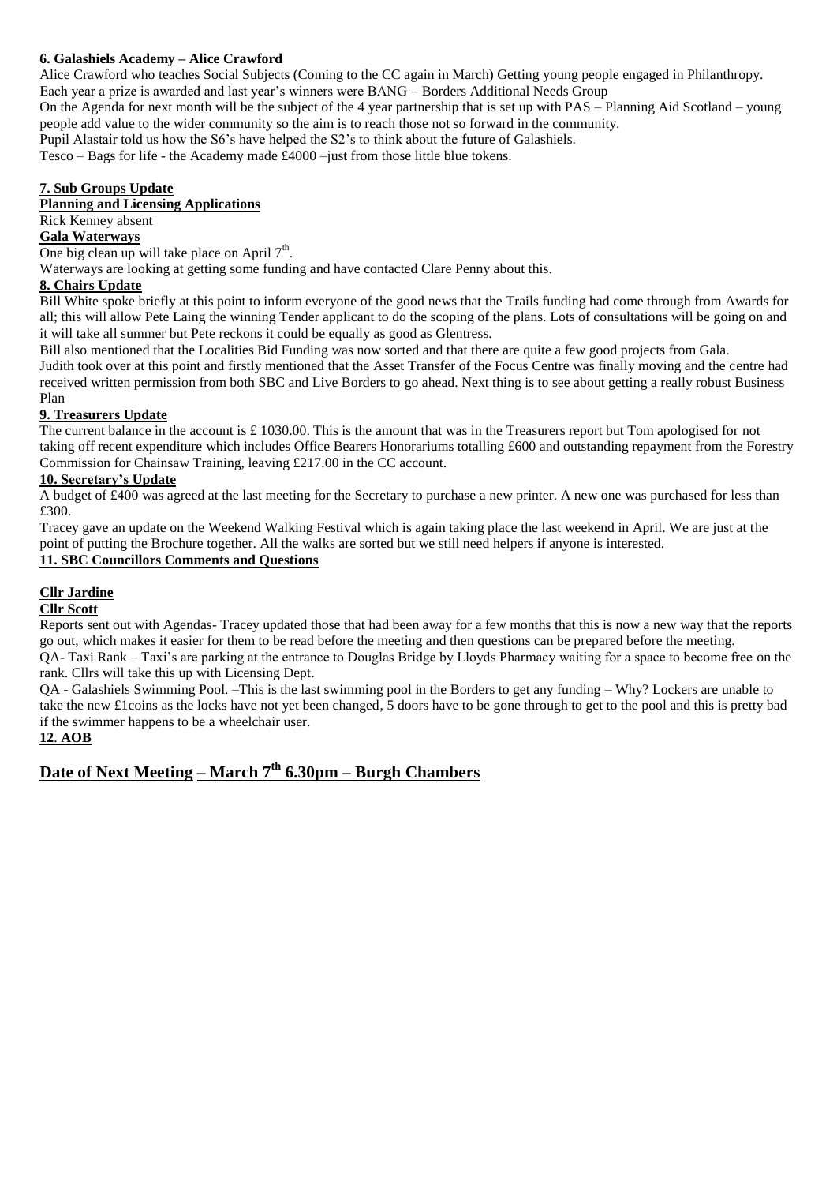**6. Galashiels Academy – Alice Crawford**

Alice Crawford who teaches Social Subjects (Coming to the CC again in March) Getting young people engaged in Philanthropy. Each year a prize is awarded and last year's winners were BANG – Borders Additional Needs Group

On the Agenda for next month will be the subject of the 4 year partnership that is set up with PAS – Planning Aid Scotland – young people add value to the wider community so the aim is to reach those not so forward in the community.

Pupil Alastair told us how the S6's have helped the S2's to think about the future of Galashiels.

Tesco – Bags for life - the Academy made £4000 –just from those little blue tokens.

**7. Sub Groups Update**

**Planning and Licensing Applications**

Rick Kenney absent

**Gala Waterways**

One big clean up will take place on April 7th.

Waterways are looking at getting some funding and have contacted Clare Penny about this.

**8. Chairs Update**

Bill White spoke briefly at this point to inform everyone of the good news that the Trails funding had come through from Awards for all; this will allow Pete Laing the winning Tender applicant to do the scoping of the plans. Lots of consultations will be going on and it will take all summer but Pete reckons it could be equally as good as Glentress.

Bill also mentioned that the Localities Bid Funding was now sorted and that there are quite a few good projects from Gala.

Judith took over at this point and firstly mentioned that the Asset Transfer of the Focus Centre was finally moving and the centre had received written permission from both SBC and Live Borders to go ahead. Next thing is to see about getting a really robust Business Plan

**9. Treasurers Update**

The current balance in the account is £ 1030.00. This is the amount that was in the Treasurers report but Tom apologised for not taking off recent expenditure which includes Office Bearers Honorariums totalling £600 and outstanding repayment from the Forestry Commission for Chainsaw Training, leaving £217.00 in the CC account.

**10. Secretary's Update**

A budget of £400 was agreed at the last meeting for the Secretary to purchase a new printer. A new one was purchased for less than £300.

Tracey gave an update on the Weekend Walking Festival which is again taking place the last weekend in April. We are just at the point of putting the Brochure together. All the walks are sorted but we still need helpers if anyone is interested.

**11. SBC Councillors Comments and Questions**

**Cllr Jardine**

**Cllr Scott**

Reports sent out with Agendas- Tracey updated those that had been away for a few months that this is now a new way that the reports go out, which makes it easier for them to be read before the meeting and then questions can be prepared before the meeting.

QA- Taxi Rank – Taxi's are parking at the entrance to Douglas Bridge by Lloyds Pharmacy waiting for a space to become free on the rank. Cllrs will take this up with Licensing Dept.

QA - Galashiels Swimming Pool. –This is the last swimming pool in the Borders to get any funding – Why? Lockers are unable to take the new £1coins as the locks have not yet been changed, 5 doors have to be gone through to get to the pool and this is pretty bad if the swimmer happens to be a wheelchair user.

**12. AOB**

## Date of Next Meeting – March 7th 6.30pm – Burgh Chambers